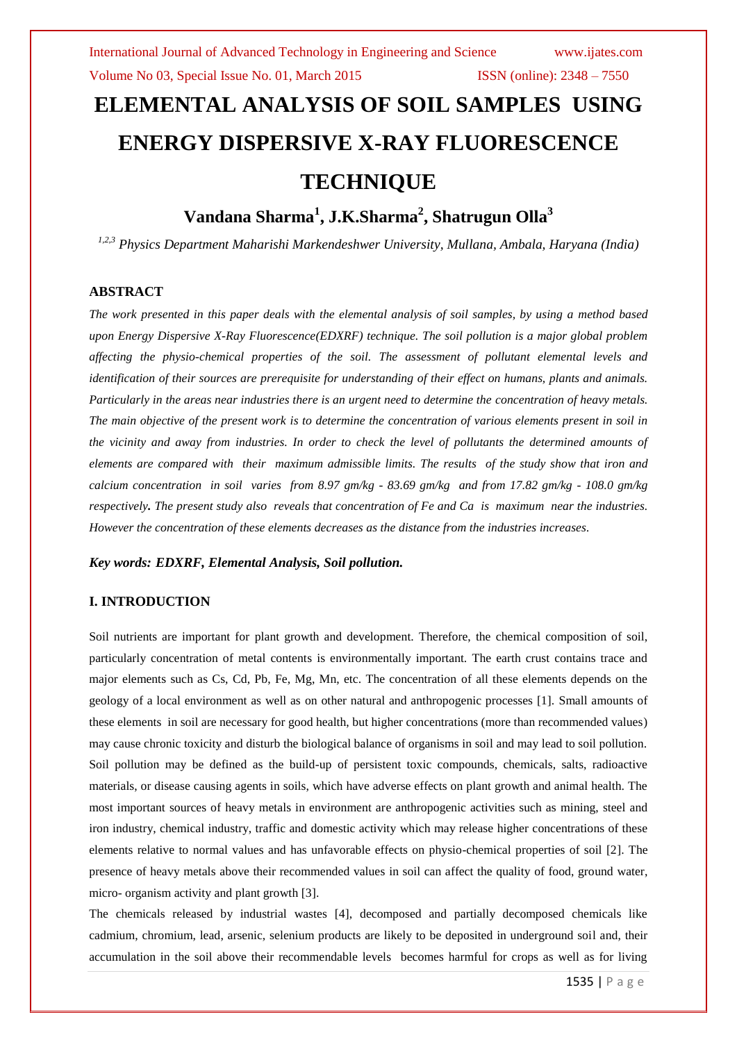# ELEMENTAL ANALYSIS OF SOIL SAMPLES USING ENERGY DISPERSIVE X-RAY FLUORESCENCE TECHNIQUE

## Vandana Sharma[1], J.K.Sharma[2], Shatrugun Olla[3]

*[1,2,3] Physics Department Maharishi Markendeshwer University, Mullana, Ambala, Haryana (India)*

### ABSTRACT

*The work presented in this paper deals with the elemental analysis of soil samples, by using a method based upon Energy Dispersive X-Ray Fluorescence(EDXRF) technique. The soil pollution is a major global problem affecting the physio-chemical properties of the soil. The assessment of pollutant elemental levels and identification of their sources are prerequisite for understanding of their effect on humans, plants and animals. Particularly in the areas near industries there is an urgent need to determine the concentration of heavy metals. The main objective of the present work is to determine the concentration of various elements present in soil in the vicinity and away from industries. In order to check the level of pollutants the determined amounts of elements are compared with their maximum admissible limits. The results of the study show that iron and calcium concentration in soil varies from 8.97 gm/kg - 83.69 gm/kg and from 17.82 gm/kg - 108.0 gm/kg respectively**.** The present study also reveals that concentration of Fe and Ca is maximum near the industries. However the concentration of these elements decreases as the distance from the industries increases.*

***Key words: EDXRF, Elemental Analysis, Soil pollution.***

### I. INTRODUCTION

Soil nutrients are important for plant growth and development. Therefore, the chemical composition of soil, particularly concentration of metal contents is environmentally important. The earth crust contains trace and major elements such as Cs, Cd, Pb, Fe, Mg, Mn, etc. The concentration of all these elements depends on the geology of a local environment as well as on other natural and anthropogenic processes [1]. Small amounts of these elements in soil are necessary for good health, but higher concentrations (more than recommended values) may cause chronic toxicity and disturb the biological balance of organisms in soil and may lead to soil pollution. Soil pollution may be defined as the build-up of persistent toxic compounds, chemicals, salts, radioactive materials, or disease causing agents in soils, which have adverse effects on plant growth and animal health. The most important sources of heavy metals in environment are anthropogenic activities such as mining, steel and iron industry, chemical industry, traffic and domestic activity which may release higher concentrations of these elements relative to normal values and has unfavorable effects on physio-chemical properties of soil [2]. The presence of heavy metals above their recommended values in soil can affect the quality of food, ground water, micro- organism activity and plant growth [3].

The chemicals released by industrial wastes [4], decomposed and partially decomposed chemicals like cadmium, chromium, lead, arsenic, selenium products are likely to be deposited in underground soil and, their accumulation in the soil above their recommendable levels becomes harmful for crops as well as for living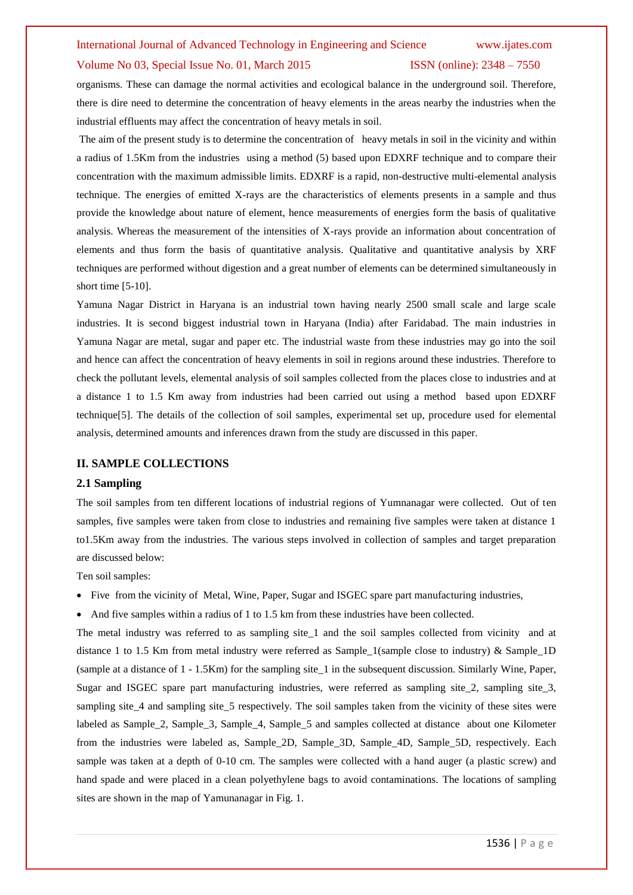organisms. These can damage the normal activities and ecological balance in the underground soil. Therefore, there is dire need to determine the concentration of heavy elements in the areas nearby the industries when the industrial effluents may affect the concentration of heavy metals in soil.

The aim of the present study is to determine the concentration of heavy metals in soil in the vicinity and within a radius of 1.5Km from the industries using a method (5) based upon EDXRF technique and to compare their concentration with the maximum admissible limits. EDXRF is a rapid, non-destructive multi-elemental analysis technique. The energies of emitted X-rays are the characteristics of elements presents in a sample and thus provide the knowledge about nature of element, hence measurements of energies form the basis of qualitative analysis. Whereas the measurement of the intensities of X-rays provide an information about concentration of elements and thus form the basis of quantitative analysis. Qualitative and quantitative analysis by XRF techniques are performed without digestion and a great number of elements can be determined simultaneously in short time [5-10].

Yamuna Nagar District in Haryana is an industrial town having nearly 2500 small scale and large scale industries. It is second biggest industrial town in Haryana (India) after Faridabad. The main industries in Yamuna Nagar are metal, sugar and paper etc. The industrial waste from these industries may go into the soil and hence can affect the concentration of heavy elements in soil in regions around these industries. Therefore to check the pollutant levels, elemental analysis of soil samples collected from the places close to industries and at a distance 1 to 1.5 Km away from industries had been carried out using a method based upon EDXRF technique[5]. The details of the collection of soil samples, experimental set up, procedure used for elemental analysis, determined amounts and inferences drawn from the study are discussed in this paper.

## II. SAMPLE COLLECTIONS

### 2.1 Sampling

The soil samples from ten different locations of industrial regions of Yumnanagar were collected. Out of ten samples, five samples were taken from close to industries and remaining five samples were taken at distance 1 to1.5Km away from the industries. The various steps involved in collection of samples and target preparation are discussed below:

Ten soil samples:

- Five from the vicinity of Metal, Wine, Paper, Sugar and ISGEC spare part manufacturing industries,
- And five samples within a radius of 1 to 1.5 km from these industries have been collected.

The metal industry was referred to as sampling site_1 and the soil samples collected from vicinity and at distance 1 to 1.5 Km from metal industry were referred as Sample_1(sample close to industry) & Sample_1D (sample at a distance of 1 - 1.5Km) for the sampling site_1 in the subsequent discussion. Similarly Wine, Paper, Sugar and ISGEC spare part manufacturing industries, were referred as sampling site_2, sampling site_3, sampling site_4 and sampling site_5 respectively. The soil samples taken from the vicinity of these sites were labeled as Sample_2, Sample_3, Sample_4, Sample_5 and samples collected at distance about one Kilometer from the industries were labeled as, Sample_2D, Sample_3D, Sample_4D, Sample_5D, respectively. Each sample was taken at a depth of 0-10 cm. The samples were collected with a hand auger (a plastic screw) and hand spade and were placed in a clean polyethylene bags to avoid contaminations. The locations of sampling sites are shown in the map of Yamunanagar in Fig. 1.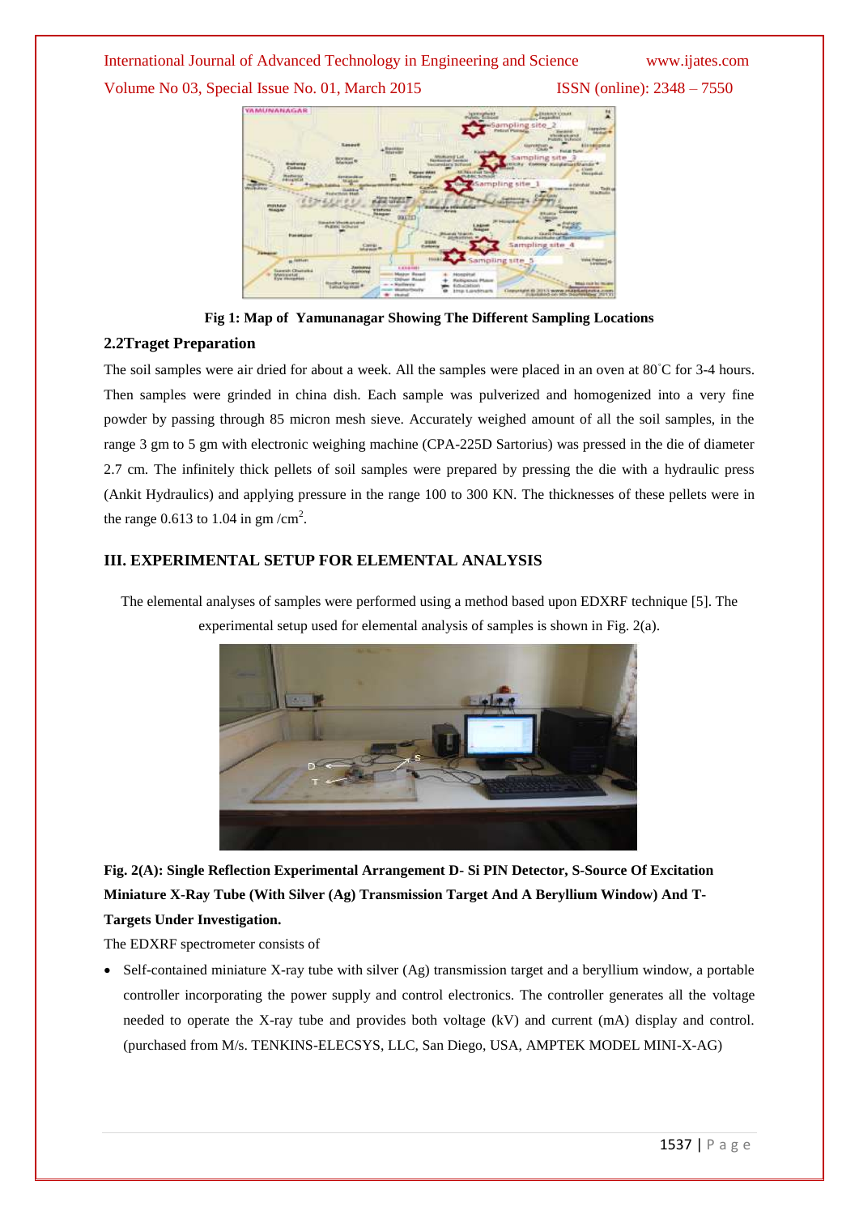Fig 1: Map of Yamunanagar Showing The Different Sampling Locations

### 2.2Traget Preparation

The soil samples were air dried for about a week. All the samples were placed in an oven at 80°C for 3-4 hours. Then samples were grinded in china dish. Each sample was pulverized and homogenized into a very fine powder by passing through 85 micron mesh sieve. Accurately weighed amount of all the soil samples, in the range 3 gm to 5 gm with electronic weighing machine (CPA-225D Sartorius) was pressed in the die of diameter 2.7 cm. The infinitely thick pellets of soil samples were prepared by pressing the die with a hydraulic press (Ankit Hydraulics) and applying pressure in the range 100 to 300 KN. The thicknesses of these pellets were in the range 0.613 to 1.04 in gm /cm$^2$.

## III. EXPERIMENTAL SETUP FOR ELEMENTAL ANALYSIS

The elemental analyses of samples were performed using a method based upon EDXRF technique [5]. The experimental setup used for elemental analysis of samples is shown in Fig. 2(a).

**Fig. 2(A): Single Reflection Experimental Arrangement D- Si PIN Detector, S-Source Of Excitation Miniature X-Ray Tube (With Silver (Ag) Transmission Target And A Beryllium Window) And T-Targets Under Investigation.**

The EDXRF spectrometer consists of

- Self-contained miniature X-ray tube with silver (Ag) transmission target and a beryllium window, a portable controller incorporating the power supply and control electronics. The controller generates all the voltage needed to operate the X-ray tube and provides both voltage (kV) and current (mA) display and control. (purchased from M/s. TENKINS-ELECSYS, LLC, San Diego, USA, AMPTEK MODEL MINI-X-AG)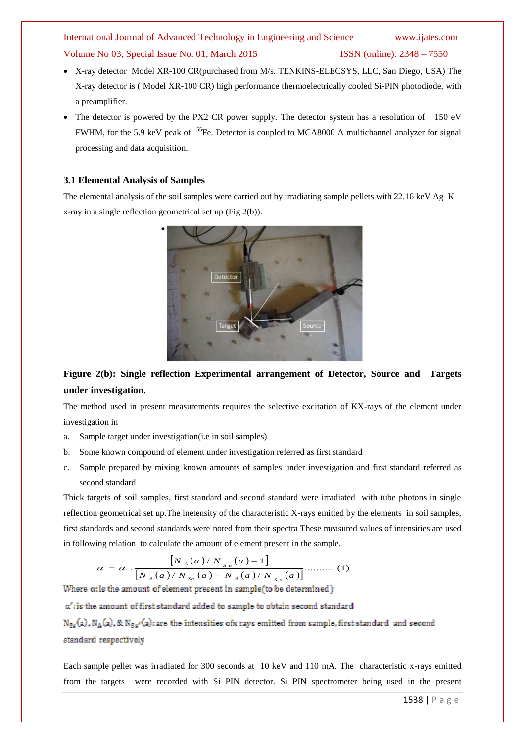- X-ray detector Model XR-100 CR(purchased from M/s. TENKINS-ELECSYS, LLC, San Diego, USA) The X-ray detector is ( Model XR-100 CR) high performance thermoelectrically cooled Si-PIN photodiode, with a preamplifier.
- The detector is powered by the PX2 CR power supply. The detector system has a resolution of 150 eV FWHM, for the 5.9 keV peak of $^{55}Fe$. Detector is coupled to MCA8000 A multichannel analyzer for signal processing and data acquisition.

### 3.1 Elemental Analysis of Samples

The elemental analysis of the soil samples were carried out by irradiating sample pellets with 22.16 keV Ag K x-ray in a single reflection geometrical set up (Fig 2(b)).

**Figure 2(b): Single reflection Experimental arrangement of Detector, Source and Targets under investigation.**

The method used in present measurements requires the selective excitation of KX-rays of the element under investigation in

a. Sample target under investigation(i.e in soil samples)

b. Some known compound of element under investigation referred as first standard

c. Sample prepared by mixing known amounts of samples under investigation and first standard referred as second standard

Thick targets of soil samples, first standard and second standard were irradiated with tube photons in single reflection geometrical set up.The inetensity of the characteristic X-rays emitted by the elements in soil samples, first standards and second standards were noted from their spectra These measured values of intensities are used in following relation to calculate the amount of element present in the sample.

$$\alpha = \alpha' \cdot \frac{[N_A(a)/N_{S'a}(a) - 1]}{[N_A(a)/N_{Sa}(a) - N_A(a)/N_{S'a}(a)]} \text{.........} \quad (1)$$

Where α: is the amount of element present in sample(to be determined)

α': is the amount of first standard added to sample to obtain second standard

$N_{Sa}(a)$, $N_A(a)$, & $N_{Sa'}(a)$: are the intensities ofx rays emitted from sample, first standard and second standard respectively

Each sample pellet was irradiated for 300 seconds at 10 keV and 110 mA. The characteristic x-rays emitted from the targets were recorded with Si PIN detector. Si PIN spectrometer being used in the present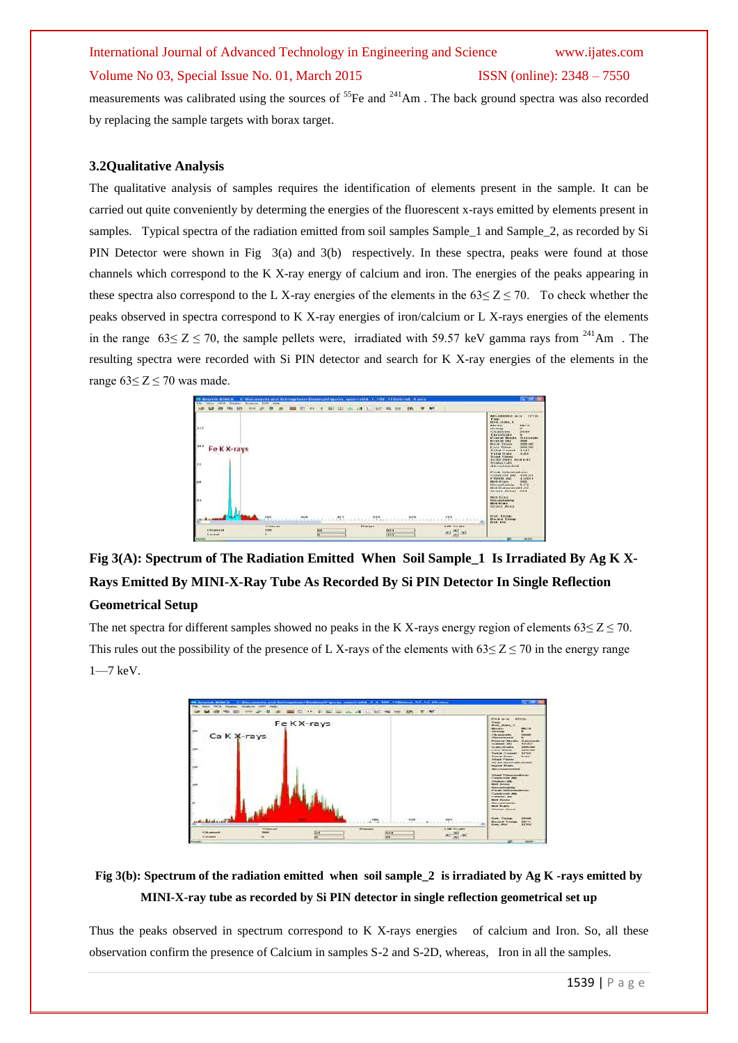measurements was calibrated using the sources of $^{55}Fe$ and $^{241}Am$ . The back ground spectra was also recorded by replacing the sample targets with borax target.

### 3.2Qualitative Analysis

The qualitative analysis of samples requires the identification of elements present in the sample. It can be carried out quite conveniently by determing the energies of the fluorescent x-rays emitted by elements present in samples. Typical spectra of the radiation emitted from soil samples Sample_1 and Sample_2, as recorded by Si PIN Detector were shown in Fig 3(a) and 3(b) respectively. In these spectra, peaks were found at those channels which correspond to the K X-ray energy of calcium and iron. The energies of the peaks appearing in these spectra also correspond to the L X-ray energies of the elements in the $63 \leq Z \leq 70$. To check whether the peaks observed in spectra correspond to K X-ray energies of iron/calcium or L X-rays energies of the elements in the range $63 \leq Z \leq 70$, the sample pellets were, irradiated with 59.57 keV gamma rays from $^{241}Am$ . The resulting spectra were recorded with Si PIN detector and search for K X-ray energies of the elements in the range $63 \leq Z \leq 70$ was made.

**Fig 3(A): Spectrum of The Radiation Emitted When Soil Sample_1 Is Irradiated By Ag K X-Rays Emitted By MINI-X-Ray Tube As Recorded By Si PIN Detector In Single Reflection Geometrical Setup**

The net spectra for different samples showed no peaks in the K X-rays energy region of elements $63 \leq Z \leq 70$. This rules out the possibility of the presence of L X-rays of the elements with $63 \leq Z \leq 70$ in the energy range 1—7 keV.

**Fig 3(b): Spectrum of the radiation emitted when soil sample_2 is irradiated by Ag K -rays emitted by MINI-X-ray tube as recorded by Si PIN detector in single reflection geometrical set up**

Thus the peaks observed in spectrum correspond to K X-rays energies of calcium and Iron. So, all these observation confirm the presence of Calcium in samples S-2 and S-2D, whereas, Iron in all the samples.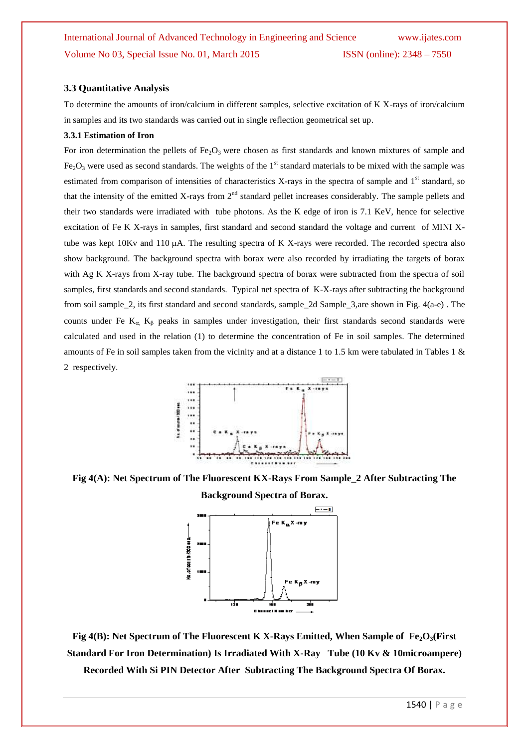### 3.3 Quantitative Analysis

To determine the amounts of iron/calcium in different samples, selective excitation of K X-rays of iron/calcium in samples and its two standards was carried out in single reflection geometrical set up.

#### 3.3.1 Estimation of Iron

For iron determination the pellets of $Fe_2O_3$ were chosen as first standards and known mixtures of sample and $Fe_2O_3$ were used as second standards. The weights of the 1st standard materials to be mixed with the sample was estimated from comparison of intensities of characteristics X-rays in the spectra of sample and 1st standard, so that the intensity of the emitted X-rays from 2nd standard pellet increases considerably. The sample pellets and their two standards were irradiated with tube photons. As the K edge of iron is 7.1 KeV, hence for selective excitation of Fe K X-rays in samples, first standard and second standard the voltage and current of MINI X-tube was kept 10Kv and 110 μA. The resulting spectra of K X-rays were recorded. The recorded spectra also show background. The background spectra with borax were also recorded by irradiating the targets of borax with Ag K X-rays from X-ray tube. The background spectra of borax were subtracted from the spectra of soil samples, first standards and second standards. Typical net spectra of K-X-rays after subtracting the background from soil sample_2, its first standard and second standards, sample_2d Sample_3,are shown in Fig. 4(a-e) . The counts under Fe $K_{\alpha}$, $K_{\beta}$ peaks in samples under investigation, their first standards second standards were calculated and used in the relation (1) to determine the concentration of Fe in soil samples. The determined amounts of Fe in soil samples taken from the vicinity and at a distance 1 to 1.5 km were tabulated in Tables 1 & 2 respectively.

**Fig 4(A): Net Spectrum of The Fluorescent KX-Rays From Sample_2 After Subtracting The Background Spectra of Borax.**

**Fig 4(B): Net Spectrum of The Fluorescent K X-Rays Emitted, When Sample of $Fe_2O_3$(First Standard For Iron Determination) Is Irradiated With X-Ray Tube (10 Kv & 10microampere) Recorded With Si PIN Detector After Subtracting The Background Spectra Of Borax.**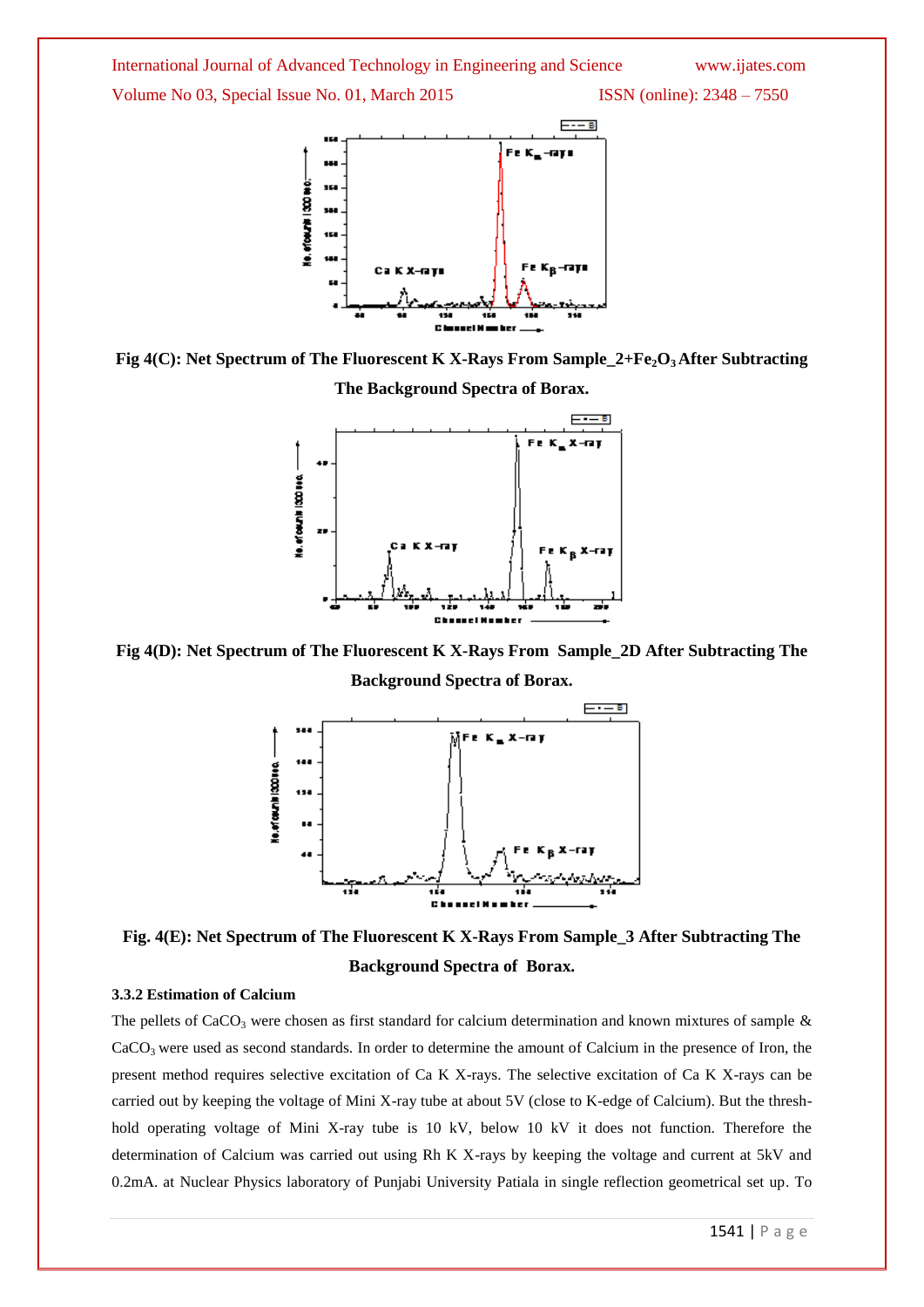Fig 4(C): Net Spectrum of The Fluorescent K X-Rays From Sample_2+$Fe_2O_3$ After Subtracting The Background Spectra of Borax.

Fig 4(D): Net Spectrum of The Fluorescent K X-Rays From Sample_2D After Subtracting The Background Spectra of Borax.

Fig. 4(E): Net Spectrum of The Fluorescent K X-Rays From Sample_3 After Subtracting The Background Spectra of Borax.

### 3.3.2 Estimation of Calcium

The pellets of $CaCO_3$ were chosen as first standard for calcium determination and known mixtures of sample & $CaCO_3$ were used as second standards. In order to determine the amount of Calcium in the presence of Iron, the present method requires selective excitation of Ca K X-rays. The selective excitation of Ca K X-rays can be carried out by keeping the voltage of Mini X-ray tube at about 5V (close to K-edge of Calcium). But the thresh-hold operating voltage of Mini X-ray tube is 10 kV, below 10 kV it does not function. Therefore the determination of Calcium was carried out using Rh K X-rays by keeping the voltage and current at 5kV and 0.2mA. at Nuclear Physics laboratory of Punjabi University Patiala in single reflection geometrical set up. To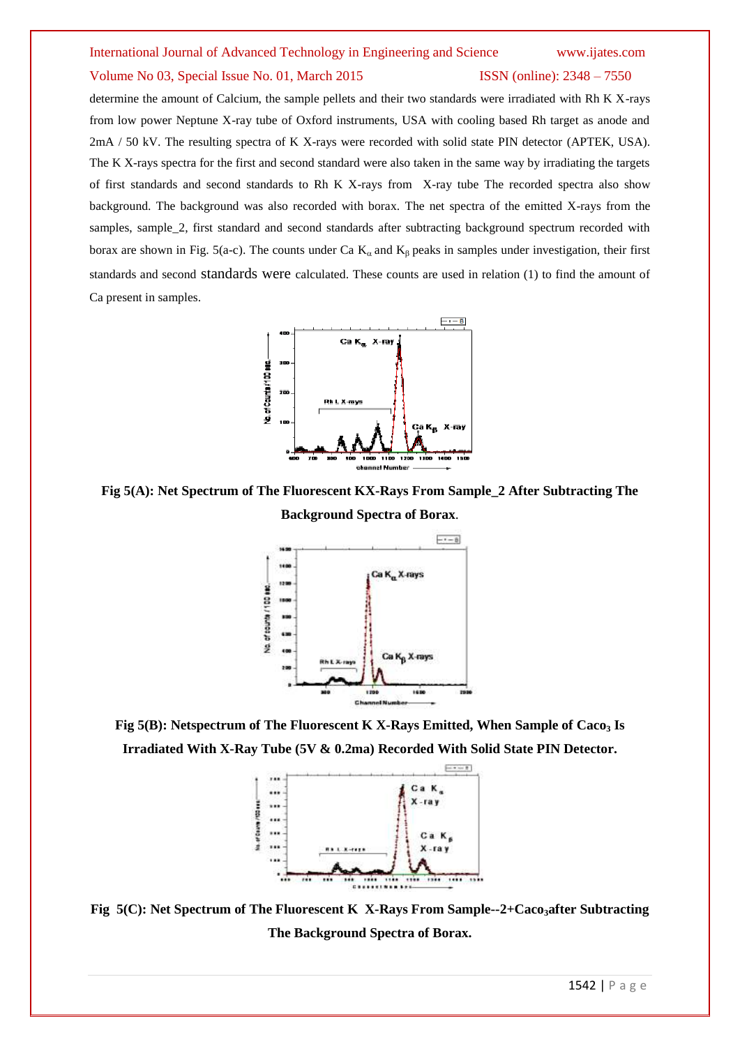determine the amount of Calcium, the sample pellets and their two standards were irradiated with Rh K X-rays from low power Neptune X-ray tube of Oxford instruments, USA with cooling based Rh target as anode and 2mA / 50 kV. The resulting spectra of K X-rays were recorded with solid state PIN detector (APTEK, USA). The K X-rays spectra for the first and second standard were also taken in the same way by irradiating the targets of first standards and second standards to Rh K X-rays from X-ray tube The recorded spectra also show background. The background was also recorded with borax. The net spectra of the emitted X-rays from the samples, sample_2, first standard and second standards after subtracting background spectrum recorded with borax are shown in Fig. 5(a-c). The counts under Ca $K_\alpha$ and $K_\beta$ peaks in samples under investigation, their first standards and second standards were calculated. These counts are used in relation (1) to find the amount of Ca present in samples.

**Fig 5(A): Net Spectrum of The Fluorescent KX-Rays From Sample_2 After Subtracting The Background Spectra of Borax.**

**Fig 5(B): Netspectrum of The Fluorescent K X-Rays Emitted, When Sample of $Caco_3$ Is Irradiated With X-Ray Tube (5V & 0.2ma) Recorded With Solid State PIN Detector.**

**Fig 5(C): Net Spectrum of The Fluorescent K X-Rays From Sample--2+$Caco_3$after Subtracting The Background Spectra of Borax.**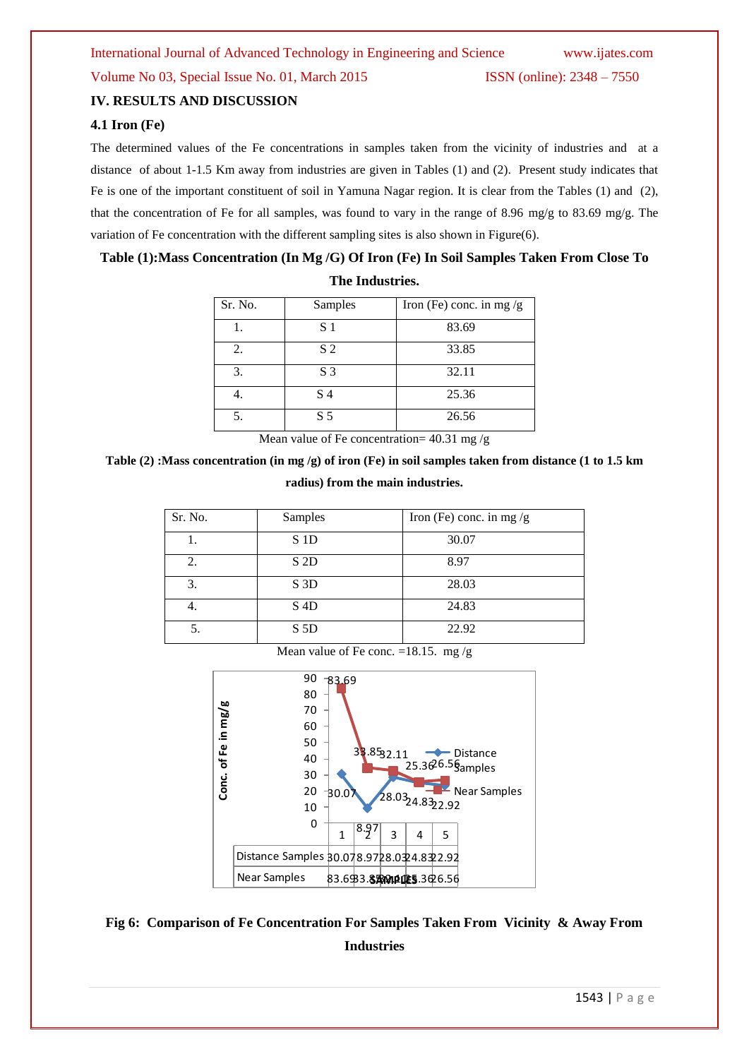## IV. RESULTS AND DISCUSSION

### 4.1 Iron (Fe)

The determined values of the Fe concentrations in samples taken from the vicinity of industries and at a distance of about 1-1.5 Km away from industries are given in Tables (1) and (2). Present study indicates that Fe is one of the important constituent of soil in Yamuna Nagar region. It is clear from the Tables (1) and (2), that the concentration of Fe for all samples, was found to vary in the range of 8.96 mg/g to 83.69 mg/g. The variation of Fe concentration with the different sampling sites is also shown in Figure(6).

**Table (1):Mass Concentration (In Mg /G) Of Iron (Fe) In Soil Samples Taken From Close To The Industries.**

| Sr. No. | Samples | Iron (Fe) conc. in mg /g |
|---|---|---|
| 1. | S 1 | 83.69 |
| 2. | S 2 | 33.85 |
| 3. | S 3 | 32.11 |
| 4. | S 4 | 25.36 |
| 5. | S 5 | 26.56 |

Mean value of Fe concentration= 40.31 mg /g

**Table (2) :Mass concentration (in mg /g) of iron (Fe) in soil samples taken from distance (1 to 1.5 km radius) from the main industries.**

| Sr. No. | Samples | Iron (Fe) conc. in mg /g |
|---|---|---|
| 1. | S 1D | 30.07 |
| 2. | S 2D | 8.97 |
| 3. | S 3D | 28.03 |
| 4. | S 4D | 24.83 |
| 5. | S 5D | 22.92 |

Mean value of Fe conc. =18.15. mg /g

| | 1 | 2 | 3 | 4 | 5 |
|---|---|---|---|---|---|
| Distance Samples | 30.07 | 8.97 | 28.03 | 24.83 | 22.92 |
| Near Samples | 83.69 | 33.85 | 32.11 | 25.36 | 26.56 |

**Fig 6: Comparison of Fe Concentration For Samples Taken From Vicinity & Away From Industries**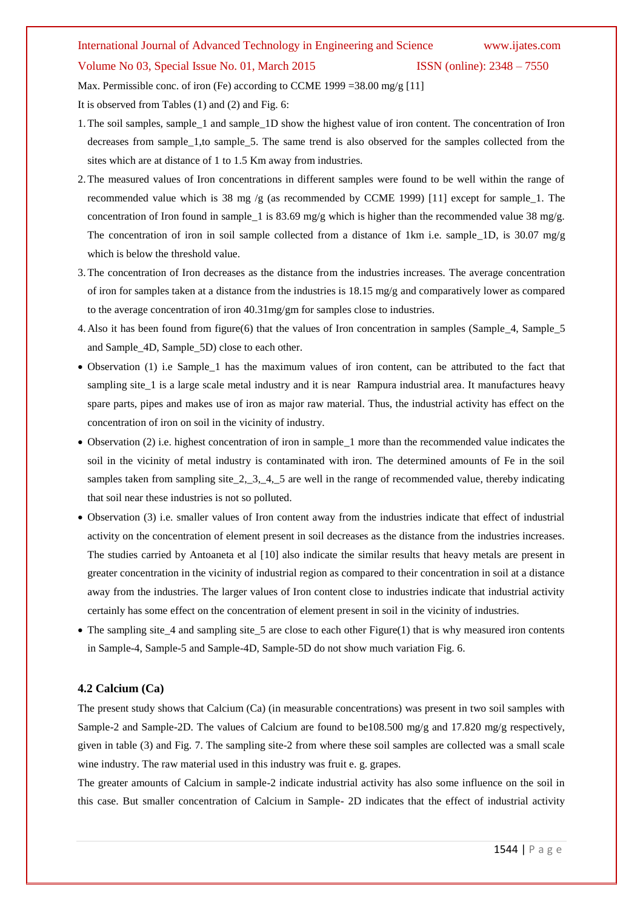Max. Permissible conc. of iron (Fe) according to CCME 1999 =38.00 mg/g [11]

It is observed from Tables (1) and (2) and Fig. 6:

1. The soil samples, sample_1 and sample_1D show the highest value of iron content. The concentration of Iron decreases from sample_1,to sample_5. The same trend is also observed for the samples collected from the sites which are at distance of 1 to 1.5 Km away from industries.
2. The measured values of Iron concentrations in different samples were found to be well within the range of recommended value which is 38 mg /g (as recommended by CCME 1999) [11] except for sample_1. The concentration of Iron found in sample_1 is 83.69 mg/g which is higher than the recommended value 38 mg/g. The concentration of iron in soil sample collected from a distance of 1km i.e. sample_1D, is 30.07 mg/g which is below the threshold value.
3. The concentration of Iron decreases as the distance from the industries increases. The average concentration of iron for samples taken at a distance from the industries is 18.15 mg/g and comparatively lower as compared to the average concentration of iron 40.31mg/gm for samples close to industries.
4. Also it has been found from figure(6) that the values of Iron concentration in samples (Sample_4, Sample_5 and Sample_4D, Sample_5D) close to each other.

- Observation (1) i.e Sample_1 has the maximum values of iron content, can be attributed to the fact that sampling site_1 is a large scale metal industry and it is near Rampura industrial area. It manufactures heavy spare parts, pipes and makes use of iron as major raw material. Thus, the industrial activity has effect on the concentration of iron on soil in the vicinity of industry.
- Observation (2) i.e. highest concentration of iron in sample_1 more than the recommended value indicates the soil in the vicinity of metal industry is contaminated with iron. The determined amounts of Fe in the soil samples taken from sampling site_2,_3,_4,_5 are well in the range of recommended value, thereby indicating that soil near these industries is not so polluted.
- Observation (3) i.e. smaller values of Iron content away from the industries indicate that effect of industrial activity on the concentration of element present in soil decreases as the distance from the industries increases. The studies carried by Antoaneta et al [10] also indicate the similar results that heavy metals are present in greater concentration in the vicinity of industrial region as compared to their concentration in soil at a distance away from the industries. The larger values of Iron content close to industries indicate that industrial activity certainly has some effect on the concentration of element present in soil in the vicinity of industries.
- The sampling site_4 and sampling site_5 are close to each other Figure(1) that is why measured iron contents in Sample-4, Sample-5 and Sample-4D, Sample-5D do not show much variation Fig. 6.

### 4.2 Calcium (Ca)

The present study shows that Calcium (Ca) (in measurable concentrations) was present in two soil samples with Sample-2 and Sample-2D. The values of Calcium are found to be108.500 mg/g and 17.820 mg/g respectively, given in table (3) and Fig. 7. The sampling site-2 from where these soil samples are collected was a small scale wine industry. The raw material used in this industry was fruit e. g. grapes.

The greater amounts of Calcium in sample-2 indicate industrial activity has also some influence on the soil in this case. But smaller concentration of Calcium in Sample- 2D indicates that the effect of industrial activity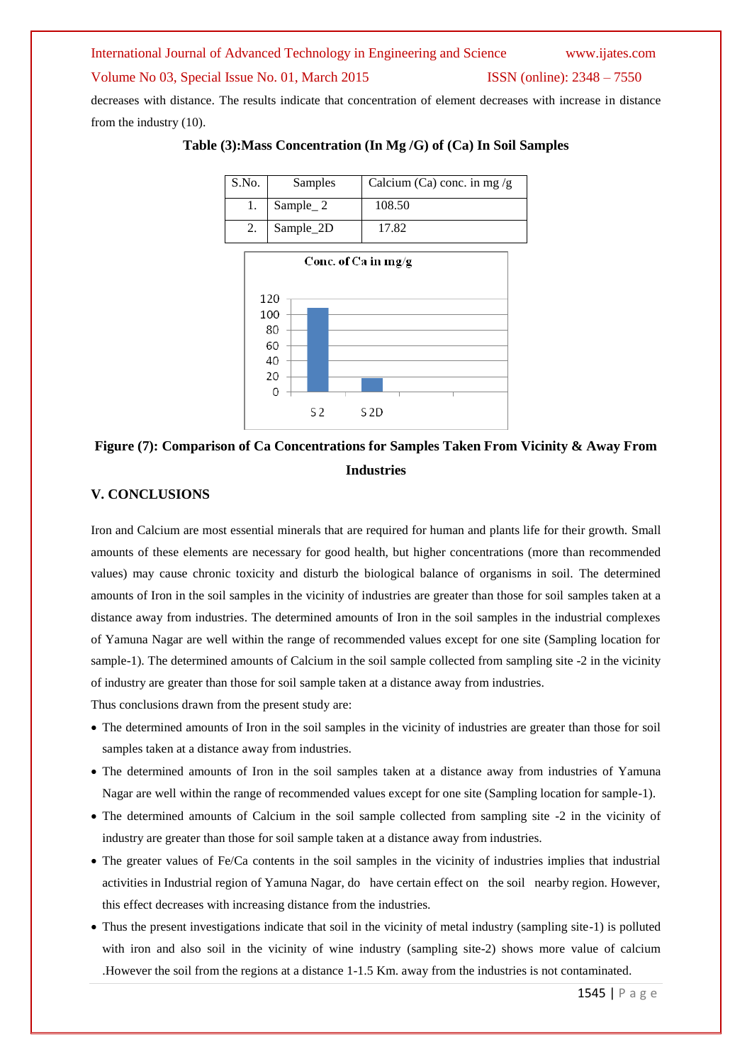decreases with distance. The results indicate that concentration of element decreases with increase in distance from the industry (10).

**Table (3):Mass Concentration (In Mg /G) of (Ca) In Soil Samples**

| S.No. | Samples | Calcium (Ca) conc. in mg /g |
|---|---|---|
| 1. | Sample_ 2 | 108.50 |
| 2. | Sample_2D | 17.82 |

**Figure (7): Comparison of Ca Concentrations for Samples Taken From Vicinity & Away From Industries**

## V. CONCLUSIONS

Iron and Calcium are most essential minerals that are required for human and plants life for their growth. Small amounts of these elements are necessary for good health, but higher concentrations (more than recommended values) may cause chronic toxicity and disturb the biological balance of organisms in soil. The determined amounts of Iron in the soil samples in the vicinity of industries are greater than those for soil samples taken at a distance away from industries. The determined amounts of Iron in the soil samples in the industrial complexes of Yamuna Nagar are well within the range of recommended values except for one site (Sampling location for sample-1). The determined amounts of Calcium in the soil sample collected from sampling site -2 in the vicinity of industry are greater than those for soil sample taken at a distance away from industries.

Thus conclusions drawn from the present study are:

- The determined amounts of Iron in the soil samples in the vicinity of industries are greater than those for soil samples taken at a distance away from industries.
- The determined amounts of Iron in the soil samples taken at a distance away from industries of Yamuna Nagar are well within the range of recommended values except for one site (Sampling location for sample-1).
- The determined amounts of Calcium in the soil sample collected from sampling site -2 in the vicinity of industry are greater than those for soil sample taken at a distance away from industries.
- The greater values of Fe/Ca contents in the soil samples in the vicinity of industries implies that industrial activities in Industrial region of Yamuna Nagar, do have certain effect on the soil nearby region. However, this effect decreases with increasing distance from the industries.
- Thus the present investigations indicate that soil in the vicinity of metal industry (sampling site-1) is polluted with iron and also soil in the vicinity of wine industry (sampling site-2) shows more value of calcium .However the soil from the regions at a distance 1-1.5 Km. away from the industries is not contaminated.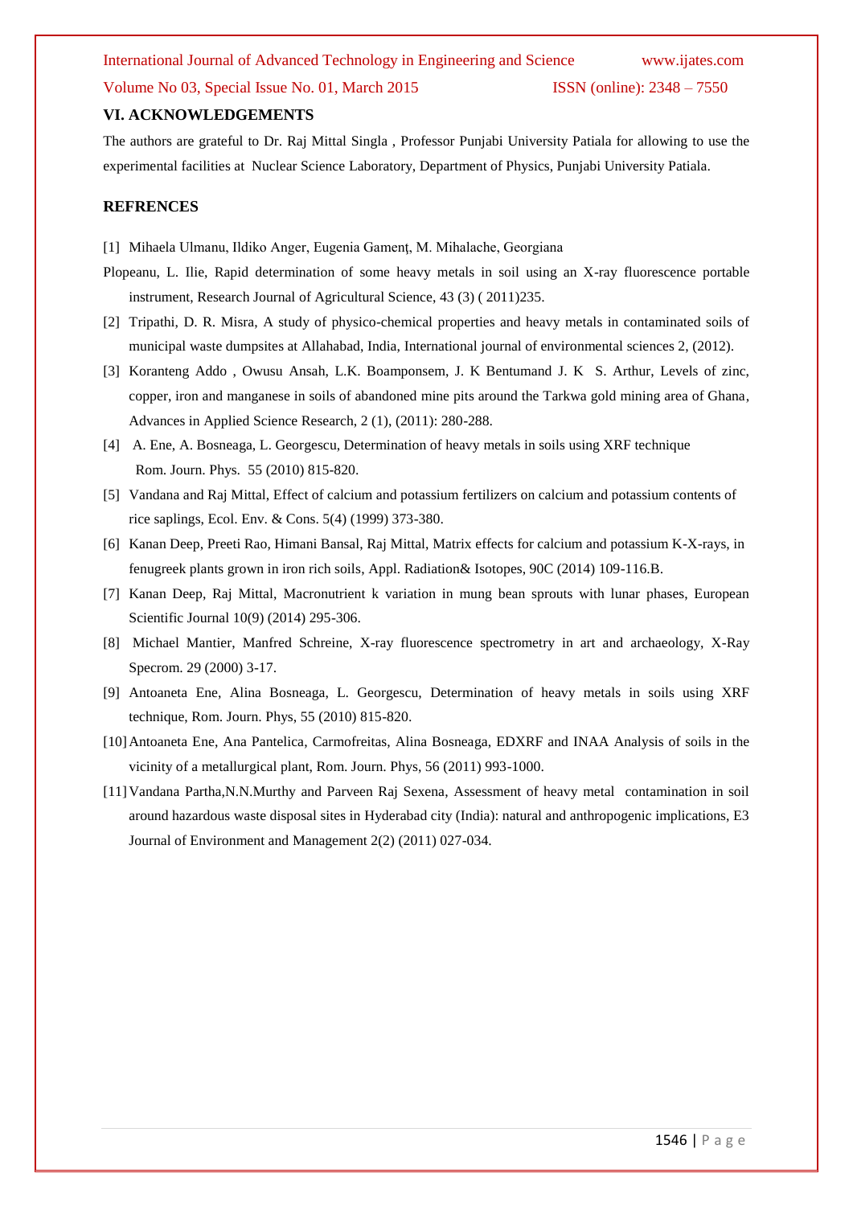## VI. ACKNOWLEDGEMENTS

The authors are grateful to Dr. Raj Mittal Singla , Professor Punjabi University Patiala for allowing to use the experimental facilities at Nuclear Science Laboratory, Department of Physics, Punjabi University Patiala.

## REFRENCES

[1] Mihaela Ulmanu, Ildiko Anger, Eugenia Gamenţ, M. Mihalache, Georgiana Plopeanu, L. Ilie, Rapid determination of some heavy metals in soil using an X-ray fluorescence portable instrument, Research Journal of Agricultural Science, 43 (3) ( 2011)235.

[2] Tripathi, D. R. Misra, A study of physico-chemical properties and heavy metals in contaminated soils of municipal waste dumpsites at Allahabad, India, International journal of environmental sciences 2, (2012).

[3] Koranteng Addo , Owusu Ansah, L.K. Boamponsem, J. K Bentumand J. K S. Arthur, Levels of zinc, copper, iron and manganese in soils of abandoned mine pits around the Tarkwa gold mining area of Ghana, Advances in Applied Science Research, 2 (1), (2011): 280-288.

[4] A. Ene, A. Bosneaga, L. Georgescu, Determination of heavy metals in soils using XRF technique Rom. Journ. Phys. 55 (2010) 815-820.

[5] Vandana and Raj Mittal, Effect of calcium and potassium fertilizers on calcium and potassium contents of rice saplings, Ecol. Env. & Cons. 5(4) (1999) 373-380.

[6] Kanan Deep, Preeti Rao, Himani Bansal, Raj Mittal, Matrix effects for calcium and potassium K-X-rays, in fenugreek plants grown in iron rich soils, Appl. Radiation& Isotopes, 90C (2014) 109-116.B.

[7] Kanan Deep, Raj Mittal, Macronutrient k variation in mung bean sprouts with lunar phases, European Scientific Journal 10(9) (2014) 295-306.

[8] Michael Mantier, Manfred Schreine, X-ray fluorescence spectrometry in art and archaeology, X-Ray Specrom. 29 (2000) 3-17.

[9] Antoaneta Ene, Alina Bosneaga, L. Georgescu, Determination of heavy metals in soils using XRF technique, Rom. Journ. Phys, 55 (2010) 815-820.

[10] Antoaneta Ene, Ana Pantelica, Carmofreitas, Alina Bosneaga, EDXRF and INAA Analysis of soils in the vicinity of a metallurgical plant, Rom. Journ. Phys, 56 (2011) 993-1000.

[11] Vandana Partha,N.N.Murthy and Parveen Raj Sexena, Assessment of heavy metal contamination in soil around hazardous waste disposal sites in Hyderabad city (India): natural and anthropogenic implications, E3 Journal of Environment and Management 2(2) (2011) 027-034.